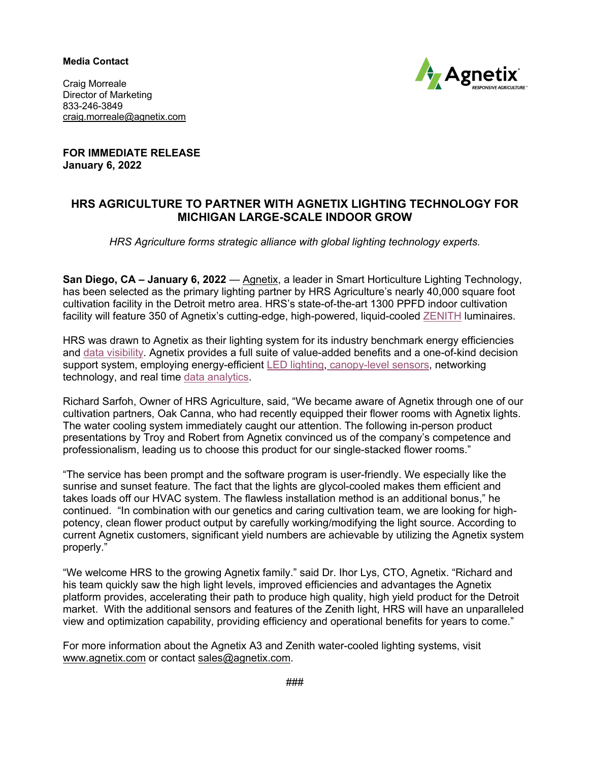**Media Contact**

Craig Morreale
Director of Marketing
833-246-3849
craig.morreale@agnetix.com

**FOR IMMEDIATE RELEASE**
**January 6, 2022**

## HRS AGRICULTURE TO PARTNER WITH AGNETIX LIGHTING TECHNOLOGY FOR MICHIGAN LARGE-SCALE INDOOR GROW

*HRS Agriculture forms strategic alliance with global lighting technology experts.*

**San Diego, CA – January 6, 2022** — Agnetix, a leader in Smart Horticulture Lighting Technology, has been selected as the primary lighting partner by HRS Agriculture's nearly 40,000 square foot cultivation facility in the Detroit metro area. HRS's state-of-the-art 1300 PPFD indoor cultivation facility will feature 350 of Agnetix's cutting-edge, high-powered, liquid-cooled ZENITH luminaires.

HRS was drawn to Agnetix as their lighting system for its industry benchmark energy efficiencies and data visibility. Agnetix provides a full suite of value-added benefits and a one-of-kind decision support system, employing energy-efficient LED lighting, canopy-level sensors, networking technology, and real time data analytics.

Richard Sarfoh, Owner of HRS Agriculture, said, "We became aware of Agnetix through one of our cultivation partners, Oak Canna, who had recently equipped their flower rooms with Agnetix lights. The water cooling system immediately caught our attention. The following in-person product presentations by Troy and Robert from Agnetix convinced us of the company's competence and professionalism, leading us to choose this product for our single-stacked flower rooms."

"The service has been prompt and the software program is user-friendly. We especially like the sunrise and sunset feature. The fact that the lights are glycol-cooled makes them efficient and takes loads off our HVAC system. The flawless installation method is an additional bonus," he continued. "In combination with our genetics and caring cultivation team, we are looking for high-potency, clean flower product output by carefully working/modifying the light source. According to current Agnetix customers, significant yield numbers are achievable by utilizing the Agnetix system properly."

"We welcome HRS to the growing Agnetix family." said Dr. Ihor Lys, CTO, Agnetix. "Richard and his team quickly saw the high light levels, improved efficiencies and advantages the Agnetix platform provides, accelerating their path to produce high quality, high yield product for the Detroit market. With the additional sensors and features of the Zenith light, HRS will have an unparalleled view and optimization capability, providing efficiency and operational benefits for years to come."

For more information about the Agnetix A3 and Zenith water-cooled lighting systems, visit www.agnetix.com or contact sales@agnetix.com.

###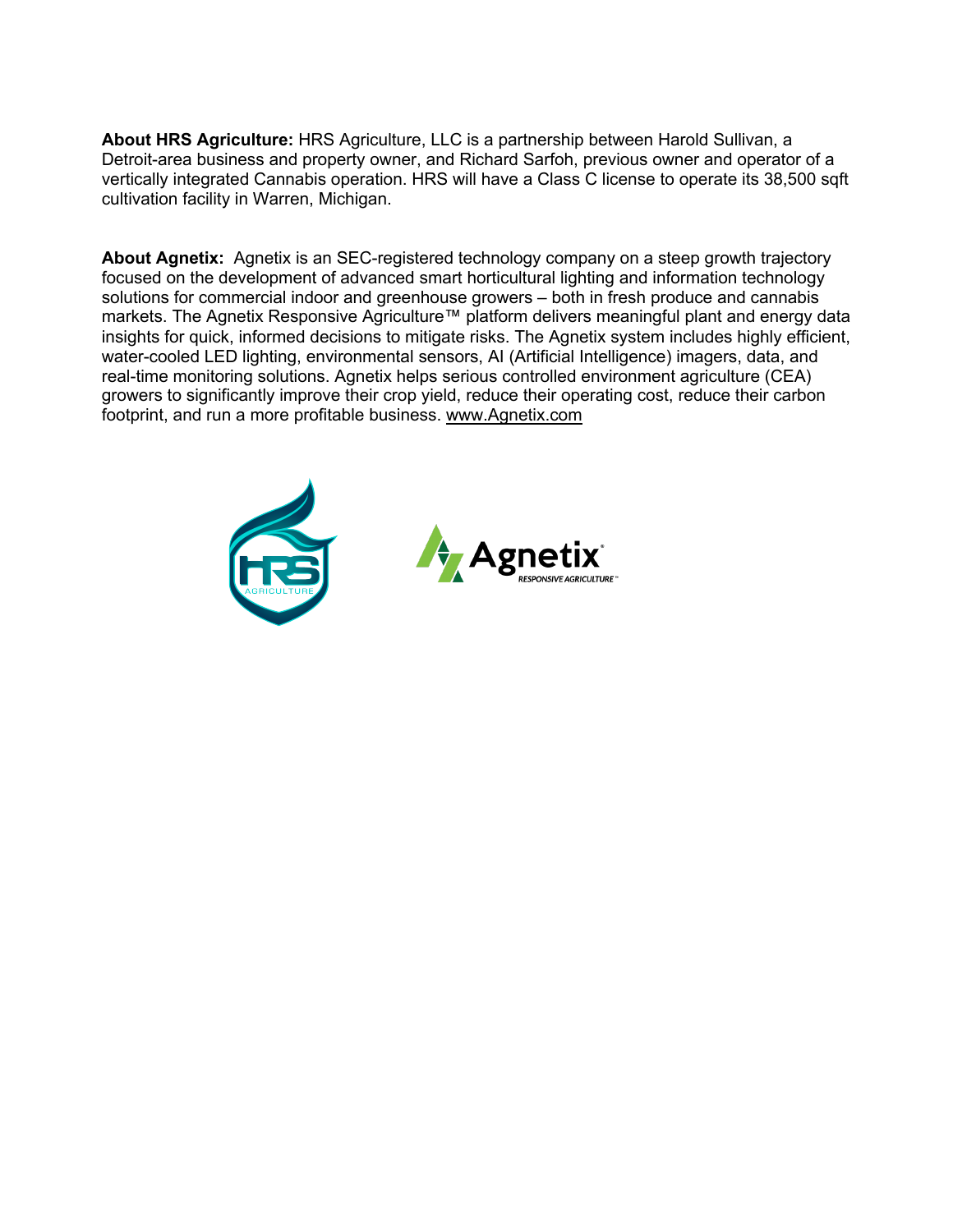**About HRS Agriculture:** HRS Agriculture, LLC is a partnership between Harold Sullivan, a Detroit-area business and property owner, and Richard Sarfoh, previous owner and operator of a vertically integrated Cannabis operation. HRS will have a Class C license to operate its 38,500 sqft cultivation facility in Warren, Michigan.

**About Agnetix:** Agnetix is an SEC-registered technology company on a steep growth trajectory focused on the development of advanced smart horticultural lighting and information technology solutions for commercial indoor and greenhouse growers – both in fresh produce and cannabis markets. The Agnetix Responsive Agriculture™ platform delivers meaningful plant and energy data insights for quick, informed decisions to mitigate risks. The Agnetix system includes highly efficient, water-cooled LED lighting, environmental sensors, AI (Artificial Intelligence) imagers, data, and real-time monitoring solutions. Agnetix helps serious controlled environment agriculture (CEA) growers to significantly improve their crop yield, reduce their operating cost, reduce their carbon footprint, and run a more profitable business. www.Agnetix.com